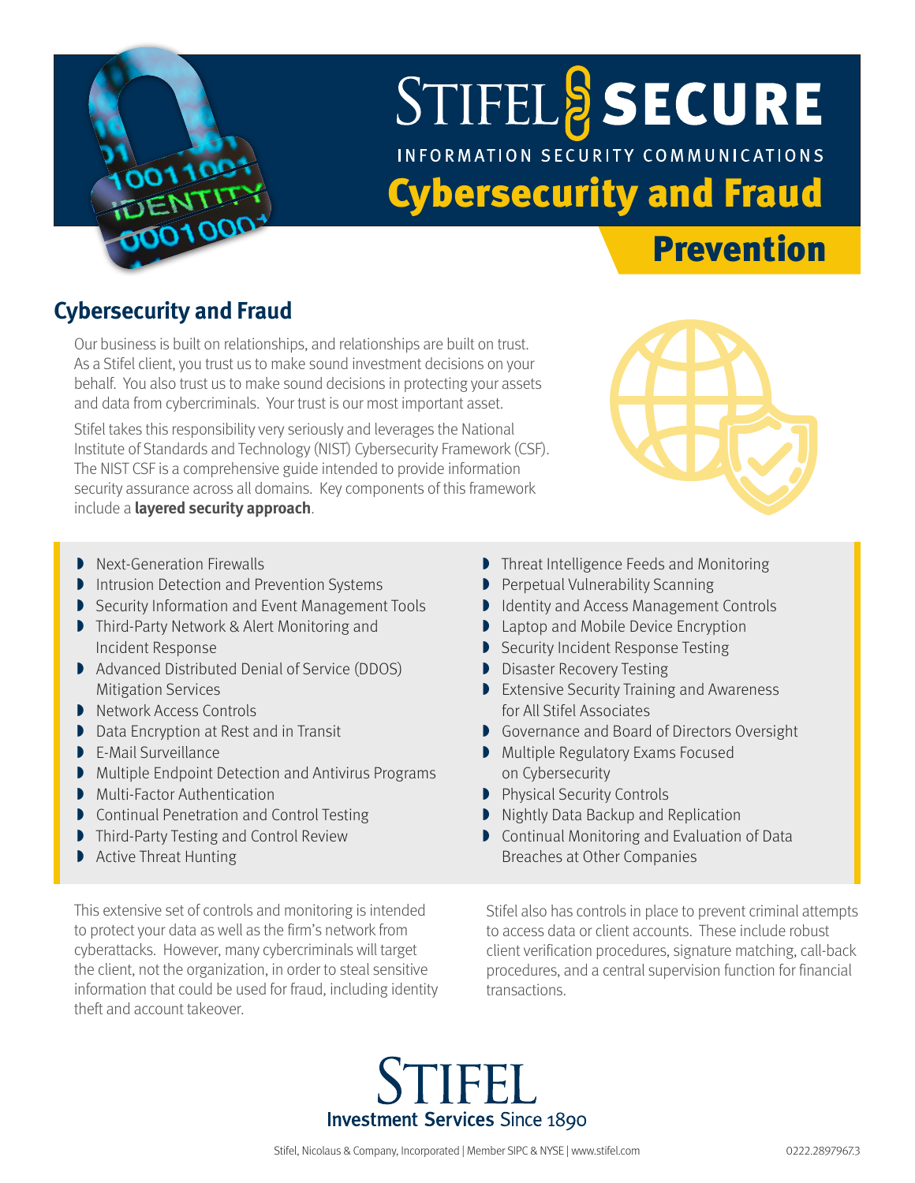# STIFEL SECURE

INFORMATION SECURITY COMMUNICATIONS

# Cybersecurity and Fraud Prevention

## Cybersecurity and Fraud

Our business is built on relationships, and relationships are built on trust. As a Stifel client, you trust us to make sound investment decisions on your behalf. You also trust us to make sound decisions in protecting your assets and data from cybercriminals. Your trust is our most important asset.

Stifel takes this responsibility very seriously and leverages the National Institute of Standards and Technology (NIST) Cybersecurity Framework (CSF). The NIST CSF is a comprehensive guide intended to provide information security assurance across all domains. Key components of this framework include a **layered security approach**.

- Next-Generation Firewalls
- Intrusion Detection and Prevention Systems
- Security Information and Event Management Tools
- Third-Party Network & Alert Monitoring and Incident Response
- Advanced Distributed Denial of Service (DDOS) Mitigation Services
- Network Access Controls
- Data Encryption at Rest and in Transit
- E-Mail Surveillance
- Multiple Endpoint Detection and Antivirus Programs
- Multi-Factor Authentication
- Continual Penetration and Control Testing
- Third-Party Testing and Control Review
- Active Threat Hunting
- Threat Intelligence Feeds and Monitoring
- Perpetual Vulnerability Scanning
- Identity and Access Management Controls
- Laptop and Mobile Device Encryption
- Security Incident Response Testing
- Disaster Recovery Testing
- Extensive Security Training and Awareness for All Stifel Associates
- Governance and Board of Directors Oversight
- Multiple Regulatory Exams Focused on Cybersecurity
- Physical Security Controls
- Nightly Data Backup and Replication
- Continual Monitoring and Evaluation of Data Breaches at Other Companies

This extensive set of controls and monitoring is intended to protect your data as well as the firm's network from cyberattacks. However, many cybercriminals will target the client, not the organization, in order to steal sensitive information that could be used for fraud, including identity theft and account takeover.

Stifel also has controls in place to prevent criminal attempts to access data or client accounts. These include robust client verification procedures, signature matching, call-back procedures, and a central supervision function for financial transactions.

STIFEL
Investment Services Since 1890

Stifel, Nicolaus & Company, Incorporated | Member SIPC & NYSE | www.stifel.com

0222.2897967.3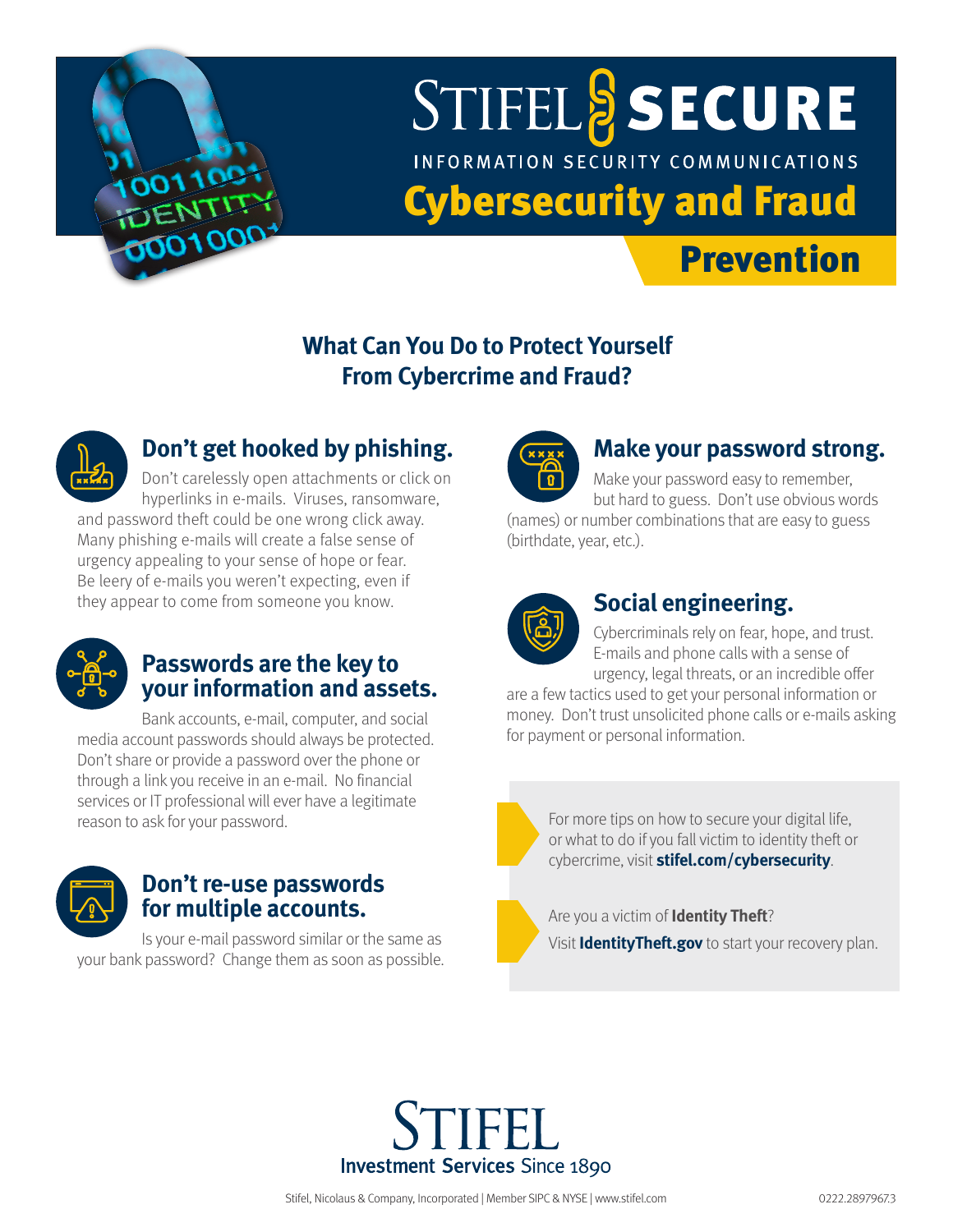# STIFEL SECURE

INFORMATION SECURITY COMMUNICATIONS

## Cybersecurity and Fraud Prevention

### What Can You Do to Protect Yourself From Cybercrime and Fraud?

#### Don't get hooked by phishing.

Don't carelessly open attachments or click on hyperlinks in e-mails. Viruses, ransomware, and password theft could be one wrong click away. Many phishing e-mails will create a false sense of urgency appealing to your sense of hope or fear. Be leery of e-mails you weren't expecting, even if they appear to come from someone you know.

#### Passwords are the key to your information and assets.

Bank accounts, e-mail, computer, and social media account passwords should always be protected. Don't share or provide a password over the phone or through a link you receive in an e-mail. No financial services or IT professional will ever have a legitimate reason to ask for your password.

#### Don't re-use passwords for multiple accounts.

Is your e-mail password similar or the same as your bank password? Change them as soon as possible.

#### Make your password strong.

Make your password easy to remember, but hard to guess. Don't use obvious words (names) or number combinations that are easy to guess (birthdate, year, etc.).

#### Social engineering.

Cybercriminals rely on fear, hope, and trust. E-mails and phone calls with a sense of urgency, legal threats, or an incredible offer are a few tactics used to get your personal information or money. Don't trust unsolicited phone calls or e-mails asking for payment or personal information.

For more tips on how to secure your digital life, or what to do if you fall victim to identity theft or cybercrime, visit **stifel.com/cybersecurity**.

Are you a victim of **Identity Theft**?
Visit **IdentityTheft.gov** to start your recovery plan.

STIFEL
Investment Services Since 1890

Stifel, Nicolaus & Company, Incorporated | Member SIPC & NYSE | www.stifel.com

0222.2897967.3